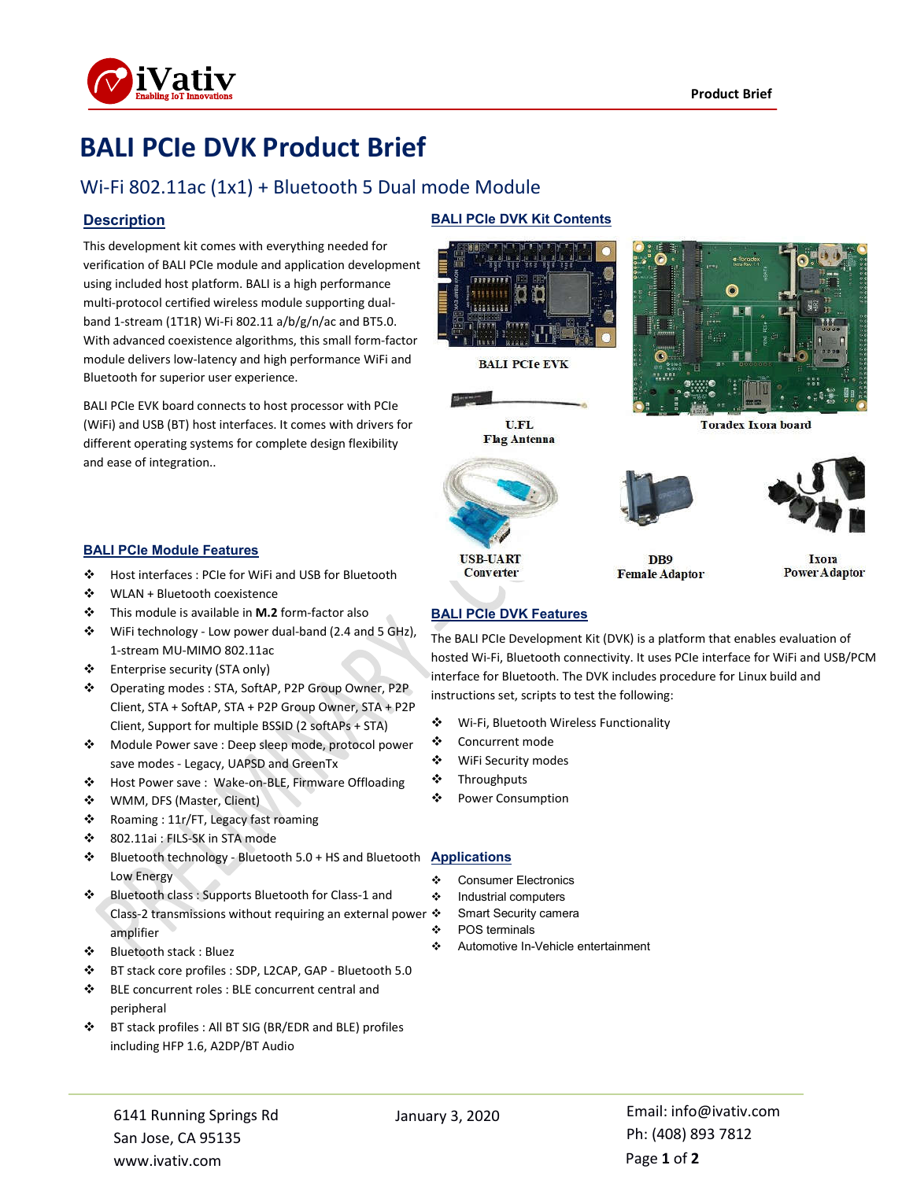# BALI PCIe DVK Product Brief

## Wi-Fi 802.11ac (1x1) + Bluetooth 5 Dual mode Module

### Description

This development kit comes with everything needed for verification of BALI PCIe module and application development using included host platform. BALI is a high performance multi-protocol certified wireless module supporting dual-band 1-stream (1T1R) Wi-Fi 802.11 a/b/g/n/ac and BT5.0. With advanced coexistence algorithms, this small form-factor module delivers low-latency and high performance WiFi and Bluetooth for superior user experience.

BALI PCIe EVK board connects to host processor with PCIe (WiFi) and USB (BT) host interfaces. It comes with drivers for different operating systems for complete design flexibility and ease of integration..

### BALI PCIe Module Features

- Host interfaces : PCIe for WiFi and USB for Bluetooth
- WLAN + Bluetooth coexistence
- This module is available in **M.2** form-factor also
- WiFi technology - Low power dual-band (2.4 and 5 GHz), 1-stream MU-MIMO 802.11ac
- Enterprise security (STA only)
- Operating modes : STA, SoftAP, P2P Group Owner, P2P Client, STA + SoftAP, STA + P2P Group Owner, STA + P2P Client, Support for multiple BSSID (2 softAPs + STA)
- Module Power save : Deep sleep mode, protocol power save modes - Legacy, UAPSD and GreenTx
- Host Power save : Wake-on-BLE, Firmware Offloading
- WMM, DFS (Master, Client)
- Roaming : 11r/FT, Legacy fast roaming
- 802.11ai : FILS-SK in STA mode
- Bluetooth technology - Bluetooth 5.0 + HS and Bluetooth Low Energy
- Bluetooth class : Supports Bluetooth for Class-1 and Class-2 transmissions without requiring an external power amplifier
- Bluetooth stack : Bluez
- BT stack core profiles : SDP, L2CAP, GAP - Bluetooth 5.0
- BLE concurrent roles : BLE concurrent central and peripheral
- BT stack profiles : All BT SIG (BR/EDR and BLE) profiles including HFP 1.6, A2DP/BT Audio

### BALI PCIe DVK Kit Contents

BALI PCIe EVK

Toradex Ixora board

U.FL Flag Antenna

USB-UART Converter

DB9 Female Adaptor

Ixora Power Adaptor

### BALI PCIe DVK Features

The BALI PCIe Development Kit (DVK) is a platform that enables evaluation of hosted Wi-Fi, Bluetooth connectivity. It uses PCIe interface for WiFi and USB/PCM interface for Bluetooth. The DVK includes procedure for Linux build and instructions set, scripts to test the following:

- Wi-Fi, Bluetooth Wireless Functionality
- Concurrent mode
- WiFi Security modes
- Throughputs
- Power Consumption

### Applications

- Consumer Electronics
- Industrial computers
- Smart Security camera
- POS terminals
- Automotive In-Vehicle entertainment

6141 Running Springs Rd
San Jose, CA 95135
www.ivativ.com

January 3, 2020

Email: info@ivativ.com
Ph: (408) 893 7812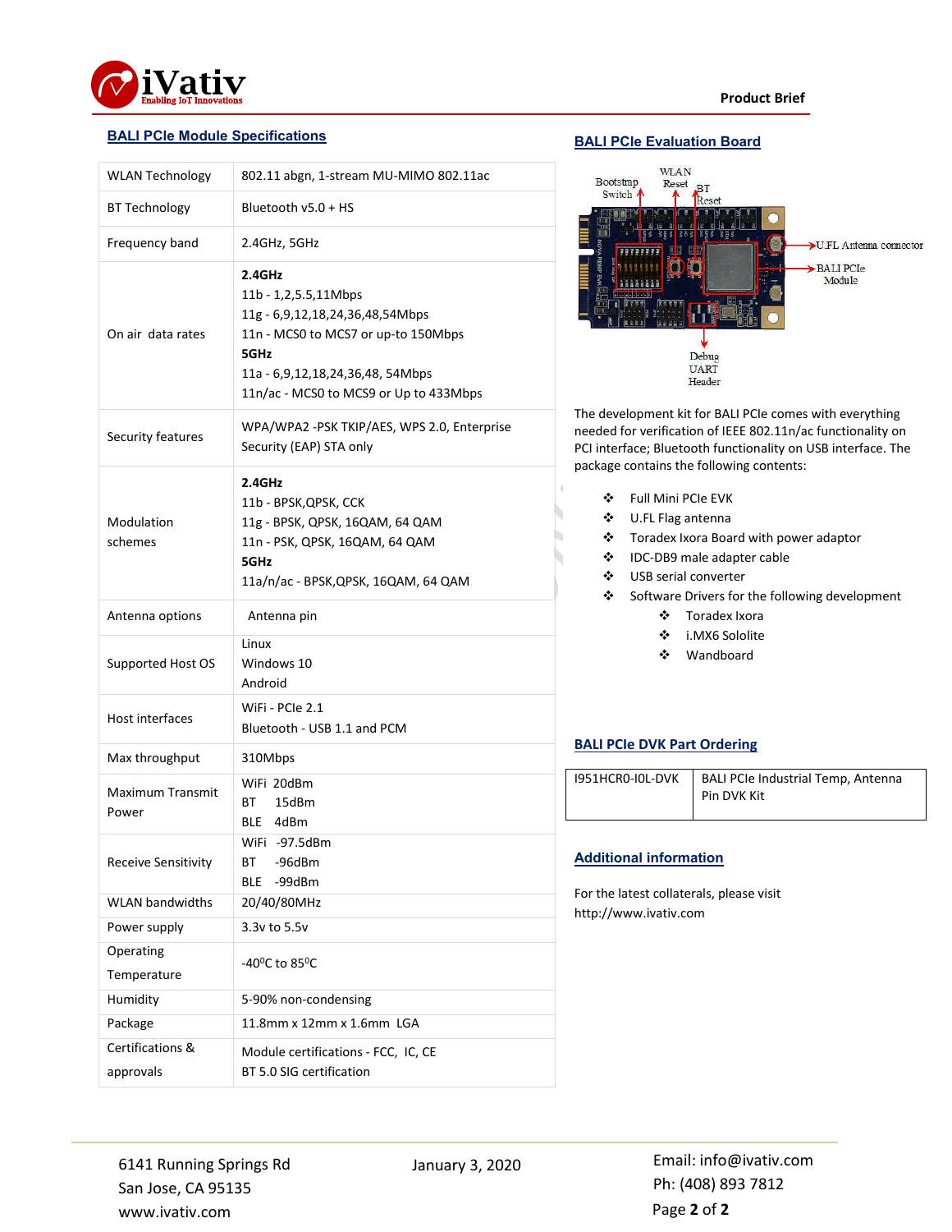## BALI PCIe Module Specifications

| | |
|---|---|
| WLAN Technology | 802.11 abgn, 1-stream MU-MIMO 802.11ac |
| BT Technology | Bluetooth v5.0 + HS |
| Frequency band | 2.4GHz, 5GHz |
| On air data rates | **2.4GHz**<br>11b - 1,2,5.5,11Mbps<br>11g - 6,9,12,18,24,36,48,54Mbps<br>11n - MCS0 to MCS7 or up-to 150Mbps<br>**5GHz**<br>11a - 6,9,12,18,24,36,48, 54Mbps<br>11n/ac - MCS0 to MCS9 or Up to 433Mbps |
| Security features | WPA/WPA2 -PSK TKIP/AES, WPS 2.0, Enterprise Security (EAP) STA only |
| Modulation schemes | **2.4GHz**<br>11b - BPSK,QPSK, CCK<br>11g - BPSK, QPSK, 16QAM, 64 QAM<br>11n - PSK, QPSK, 16QAM, 64 QAM<br>**5GHz**<br>11a/n/ac - BPSK,QPSK, 16QAM, 64 QAM |
| Antenna options | Antenna pin |
| Supported Host OS | Linux<br>Windows 10<br>Android |
| Host interfaces | WiFi - PCIe 2.1<br>Bluetooth - USB 1.1 and PCM |
| Max throughput | 310Mbps |
| Maximum Transmit Power | WiFi 20dBm<br>BT 15dBm<br>BLE 4dBm |
| Receive Sensitivity | WiFi -97.5dBm<br>BT -96dBm<br>BLE -99dBm |
| WLAN bandwidths | 20/40/80MHz |
| Power supply | 3.3v to 5.5v |
| Operating Temperature | -40$^0$C to 85$^0$C |
| Humidity | 5-90% non-condensing |
| Package | 11.8mm x 12mm x 1.6mm LGA |
| Certifications & approvals | Module certifications - FCC, IC, CE<br>BT 5.0 SIG certification |

## BALI PCIe Evaluation Board

Bootstrap Switch
WLAN Reset
BT Reset
U.FL Antenna connector
BALI PCIe Module
Debug UART Header

The development kit for BALI PCIe comes with everything needed for verification of IEEE 802.11n/ac functionality on PCI interface; Bluetooth functionality on USB interface. The package contains the following contents:

- Full Mini PCIe EVK
- U.FL Flag antenna
- Toradex Ixora Board with power adaptor
- IDC-DB9 male adapter cable
- USB serial converter
- Software Drivers for the following development
  - Toradex Ixora
  - i.MX6 Sololite
  - Wandboard

## BALI PCIe DVK Part Ordering

| | |
|---|---|
| I951HCR0-I0L-DVK | BALI PCIe Industrial Temp, Antenna Pin DVK Kit |

## Additional information

For the latest collaterals, please visit http://www.ivativ.com

6141 Running Springs Rd
San Jose, CA 95135
www.ivativ.com

January 3, 2020

Email: info@ivativ.com
Ph: (408) 893 7812